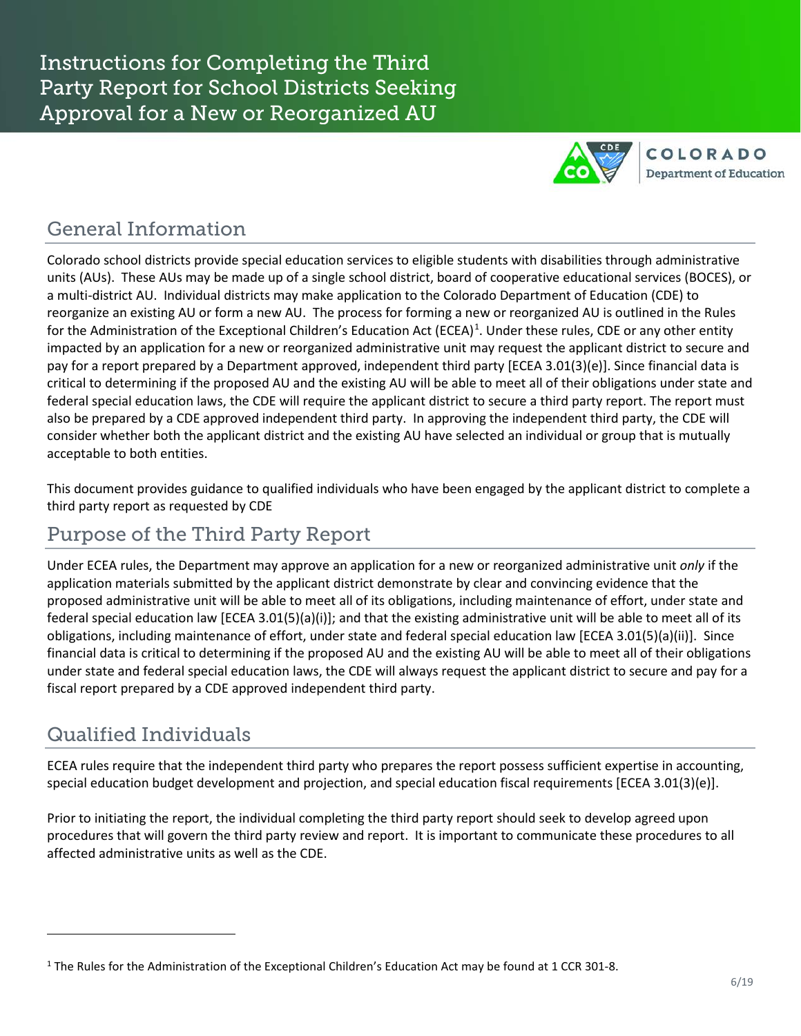# Instructions for Completing the Third Party Report for School Districts Seeking Approval for a New or Reorganized AU

## General Information

Colorado school districts provide special education services to eligible students with disabilities through administrative units (AUs). These AUs may be made up of a single school district, board of cooperative educational services (BOCES), or a multi-district AU. Individual districts may make application to the Colorado Department of Education (CDE) to reorganize an existing AU or form a new AU. The process for forming a new or reorganized AU is outlined in the Rules for the Administration of the Exceptional Children's Education Act (ECEA)[1]. Under these rules, CDE or any other entity impacted by an application for a new or reorganized administrative unit may request the applicant district to secure and pay for a report prepared by a Department approved, independent third party [ECEA 3.01(3)(e)]. Since financial data is critical to determining if the proposed AU and the existing AU will be able to meet all of their obligations under state and federal special education laws, the CDE will require the applicant district to secure a third party report. The report must also be prepared by a CDE approved independent third party. In approving the independent third party, the CDE will consider whether both the applicant district and the existing AU have selected an individual or group that is mutually acceptable to both entities.

This document provides guidance to qualified individuals who have been engaged by the applicant district to complete a third party report as requested by CDE

## Purpose of the Third Party Report

Under ECEA rules, the Department may approve an application for a new or reorganized administrative unit *only* if the application materials submitted by the applicant district demonstrate by clear and convincing evidence that the proposed administrative unit will be able to meet all of its obligations, including maintenance of effort, under state and federal special education law [ECEA 3.01(5)(a)(i)]; and that the existing administrative unit will be able to meet all of its obligations, including maintenance of effort, under state and federal special education law [ECEA 3.01(5)(a)(ii)]. Since financial data is critical to determining if the proposed AU and the existing AU will be able to meet all of their obligations under state and federal special education laws, the CDE will always request the applicant district to secure and pay for a fiscal report prepared by a CDE approved independent third party.

## Qualified Individuals

ECEA rules require that the independent third party who prepares the report possess sufficient expertise in accounting, special education budget development and projection, and special education fiscal requirements [ECEA 3.01(3)(e)].

Prior to initiating the report, the individual completing the third party report should seek to develop agreed upon procedures that will govern the third party review and report. It is important to communicate these procedures to all affected administrative units as well as the CDE.

---

[1] The Rules for the Administration of the Exceptional Children's Education Act may be found at 1 CCR 301-8.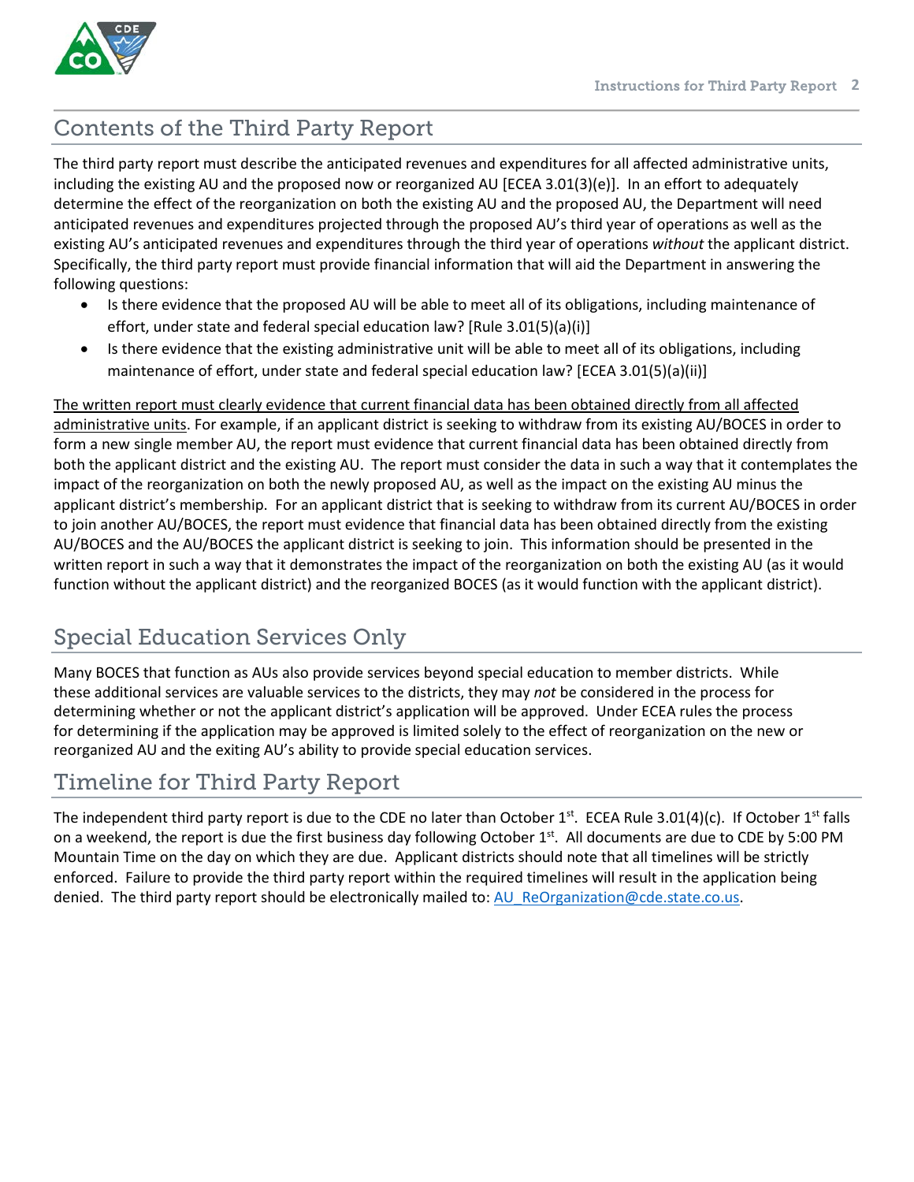## Contents of the Third Party Report

The third party report must describe the anticipated revenues and expenditures for all affected administrative units, including the existing AU and the proposed now or reorganized AU [ECEA 3.01(3)(e)]. In an effort to adequately determine the effect of the reorganization on both the existing AU and the proposed AU, the Department will need anticipated revenues and expenditures projected through the proposed AU's third year of operations as well as the existing AU's anticipated revenues and expenditures through the third year of operations *without* the applicant district. Specifically, the third party report must provide financial information that will aid the Department in answering the following questions:

- Is there evidence that the proposed AU will be able to meet all of its obligations, including maintenance of effort, under state and federal special education law? [Rule 3.01(5)(a)(i)]
- Is there evidence that the existing administrative unit will be able to meet all of its obligations, including maintenance of effort, under state and federal special education law? [ECEA 3.01(5)(a)(ii)]

<u>The written report must clearly evidence that current financial data has been obtained directly from all affected administrative units</u>. For example, if an applicant district is seeking to withdraw from its existing AU/BOCES in order to form a new single member AU, the report must evidence that current financial data has been obtained directly from both the applicant district and the existing AU. The report must consider the data in such a way that it contemplates the impact of the reorganization on both the newly proposed AU, as well as the impact on the existing AU minus the applicant district's membership. For an applicant district that is seeking to withdraw from its current AU/BOCES in order to join another AU/BOCES, the report must evidence that financial data has been obtained directly from the existing AU/BOCES and the AU/BOCES the applicant district is seeking to join. This information should be presented in the written report in such a way that it demonstrates the impact of the reorganization on both the existing AU (as it would function without the applicant district) and the reorganized BOCES (as it would function with the applicant district).

## Special Education Services Only

Many BOCES that function as AUs also provide services beyond special education to member districts. While these additional services are valuable services to the districts, they may *not* be considered in the process for determining whether or not the applicant district's application will be approved. Under ECEA rules the process for determining if the application may be approved is limited solely to the effect of reorganization on the new or reorganized AU and the exiting AU's ability to provide special education services.

## Timeline for Third Party Report

The independent third party report is due to the CDE no later than October 1st. ECEA Rule 3.01(4)(c). If October 1st falls on a weekend, the report is due the first business day following October 1st. All documents are due to CDE by 5:00 PM Mountain Time on the day on which they are due. Applicant districts should note that all timelines will be strictly enforced. Failure to provide the third party report within the required timelines will result in the application being denied. The third party report should be electronically mailed to: AU_ReOrganization@cde.state.co.us.